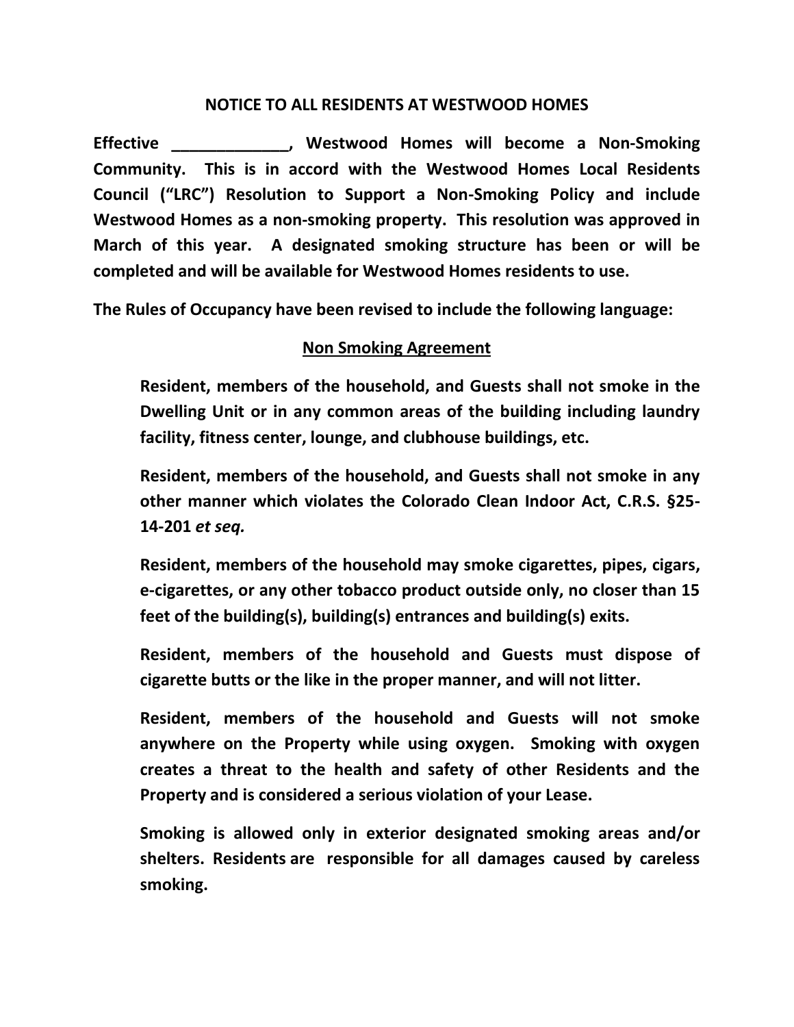# NOTICE TO ALL RESIDENTS AT WESTWOOD HOMES

**Effective _____________, Westwood Homes will become a Non-Smoking Community. This is in accord with the Westwood Homes Local Residents Council ("LRC") Resolution to Support a Non-Smoking Policy and include Westwood Homes as a non-smoking property. This resolution was approved in March of this year. A designated smoking structure has been or will be completed and will be available for Westwood Homes residents to use.**

**The Rules of Occupancy have been revised to include the following language:**

## Non Smoking Agreement

**Resident, members of the household, and Guests shall not smoke in the Dwelling Unit or in any common areas of the building including laundry facility, fitness center, lounge, and clubhouse buildings, etc.**

**Resident, members of the household, and Guests shall not smoke in any other manner which violates the Colorado Clean Indoor Act, C.R.S. §25-14-201 *et seq.***

**Resident, members of the household may smoke cigarettes, pipes, cigars, e-cigarettes, or any other tobacco product outside only, no closer than 15 feet of the building(s), building(s) entrances and building(s) exits.**

**Resident, members of the household and Guests must dispose of cigarette butts or the like in the proper manner, and will not litter.**

**Resident, members of the household and Guests will not smoke anywhere on the Property while using oxygen. Smoking with oxygen creates a threat to the health and safety of other Residents and the Property and is considered a serious violation of your Lease.**

**Smoking is allowed only in exterior designated smoking areas and/or shelters. Residents are responsible for all damages caused by careless smoking.**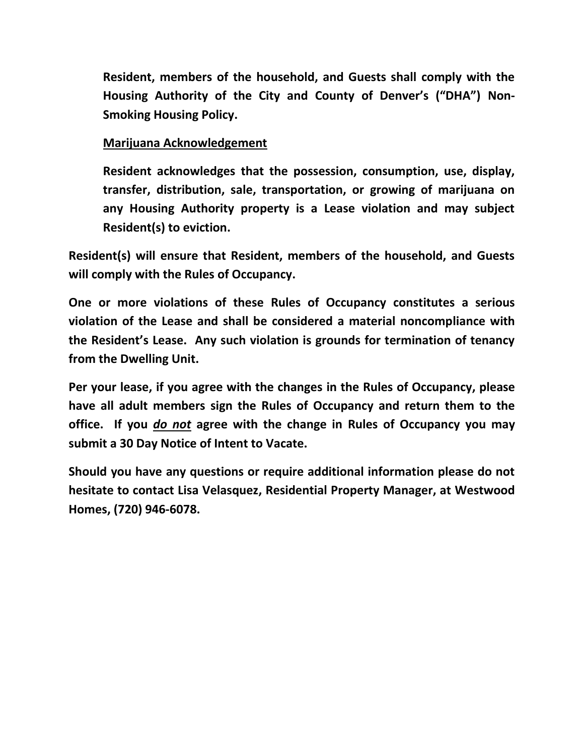**Resident, members of the household, and Guests shall comply with the Housing Authority of the City and County of Denver's ("DHA") Non-Smoking Housing Policy.**

**<u>Marijuana Acknowledgement</u>**

**Resident acknowledges that the possession, consumption, use, display, transfer, distribution, sale, transportation, or growing of marijuana on any Housing Authority property is a Lease violation and may subject Resident(s) to eviction.**

**Resident(s) will ensure that Resident, members of the household, and Guests will comply with the Rules of Occupancy.**

**One or more violations of these Rules of Occupancy constitutes a serious violation of the Lease and shall be considered a material noncompliance with the Resident's Lease. Any such violation is grounds for termination of tenancy from the Dwelling Unit.**

**Per your lease, if you agree with the changes in the Rules of Occupancy, please have all adult members sign the Rules of Occupancy and return them to the office. If you *<u>do not</u>* agree with the change in Rules of Occupancy you may submit a 30 Day Notice of Intent to Vacate.**

**Should you have any questions or require additional information please do not hesitate to contact Lisa Velasquez, Residential Property Manager, at Westwood Homes, (720) 946-6078.**